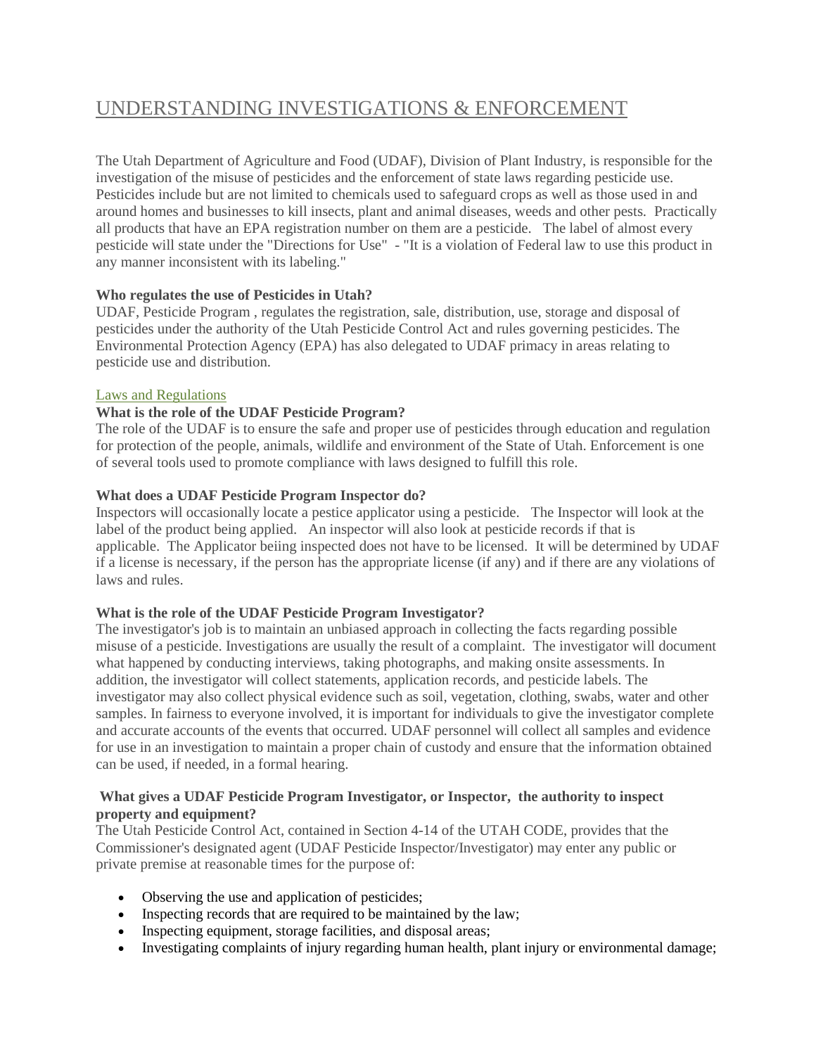# UNDERSTANDING INVESTIGATIONS & ENFORCEMENT

The Utah Department of Agriculture and Food (UDAF), Division of Plant Industry, is responsible for the investigation of the misuse of pesticides and the enforcement of state laws regarding pesticide use. Pesticides include but are not limited to chemicals used to safeguard crops as well as those used in and around homes and businesses to kill insects, plant and animal diseases, weeds and other pests. Practically all products that have an EPA registration number on them are a pesticide. The label of almost every pesticide will state under the "Directions for Use" - "It is a violation of Federal law to use this product in any manner inconsistent with its labeling."

**Who regulates the use of Pesticides in Utah?**
UDAF, Pesticide Program , regulates the registration, sale, distribution, use, storage and disposal of pesticides under the authority of the Utah Pesticide Control Act and rules governing pesticides. The Environmental Protection Agency (EPA) has also delegated to UDAF primacy in areas relating to pesticide use and distribution.

Laws and Regulations

**What is the role of the UDAF Pesticide Program?**
The role of the UDAF is to ensure the safe and proper use of pesticides through education and regulation for protection of the people, animals, wildlife and environment of the State of Utah. Enforcement is one of several tools used to promote compliance with laws designed to fulfill this role.

**What does a UDAF Pesticide Program Inspector do?**
Inspectors will occasionally locate a pestice applicator using a pesticide. The Inspector will look at the label of the product being applied. An inspector will also look at pesticide records if that is applicable. The Applicator beiing inspected does not have to be licensed. It will be determined by UDAF if a license is necessary, if the person has the appropriate license (if any) and if there are any violations of laws and rules.

**What is the role of the UDAF Pesticide Program Investigator?**
The investigator's job is to maintain an unbiased approach in collecting the facts regarding possible misuse of a pesticide. Investigations are usually the result of a complaint. The investigator will document what happened by conducting interviews, taking photographs, and making onsite assessments. In addition, the investigator will collect statements, application records, and pesticide labels. The investigator may also collect physical evidence such as soil, vegetation, clothing, swabs, water and other samples. In fairness to everyone involved, it is important for individuals to give the investigator complete and accurate accounts of the events that occurred. UDAF personnel will collect all samples and evidence for use in an investigation to maintain a proper chain of custody and ensure that the information obtained can be used, if needed, in a formal hearing.

**What gives a UDAF Pesticide Program Investigator, or Inspector, the authority to inspect property and equipment?**
The Utah Pesticide Control Act, contained in Section 4-14 of the UTAH CODE, provides that the Commissioner's designated agent (UDAF Pesticide Inspector/Investigator) may enter any public or private premise at reasonable times for the purpose of:

- Observing the use and application of pesticides;
- Inspecting records that are required to be maintained by the law;
- Inspecting equipment, storage facilities, and disposal areas;
- Investigating complaints of injury regarding human health, plant injury or environmental damage;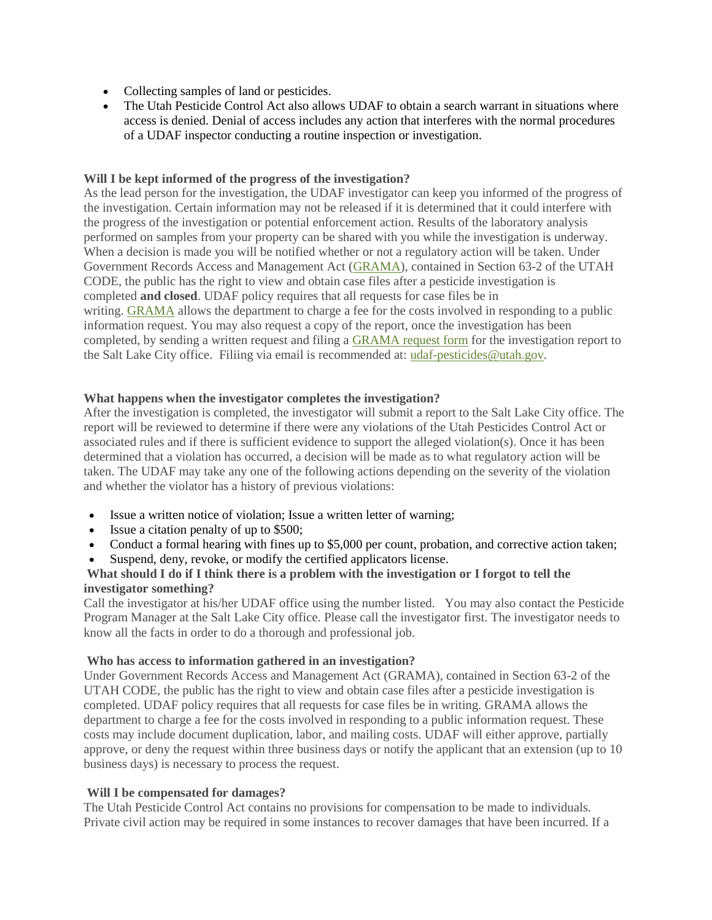- Collecting samples of land or pesticides.
- The Utah Pesticide Control Act also allows UDAF to obtain a search warrant in situations where access is denied. Denial of access includes any action that interferes with the normal procedures of a UDAF inspector conducting a routine inspection or investigation.

**Will I be kept informed of the progress of the investigation?**

As the lead person for the investigation, the UDAF investigator can keep you informed of the progress of the investigation. Certain information may not be released if it is determined that it could interfere with the progress of the investigation or potential enforcement action. Results of the laboratory analysis performed on samples from your property can be shared with you while the investigation is underway. When a decision is made you will be notified whether or not a regulatory action will be taken. Under Government Records Access and Management Act (GRAMA), contained in Section 63-2 of the UTAH CODE, the public has the right to view and obtain case files after a pesticide investigation is completed **and closed**. UDAF policy requires that all requests for case files be in writing. GRAMA allows the department to charge a fee for the costs involved in responding to a public information request. You may also request a copy of the report, once the investigation has been completed, by sending a written request and filing a GRAMA request form for the investigation report to the Salt Lake City office. Filiing via email is recommended at: udaf-pesticides@utah.gov.

**What happens when the investigator completes the investigation?**

After the investigation is completed, the investigator will submit a report to the Salt Lake City office. The report will be reviewed to determine if there were any violations of the Utah Pesticides Control Act or associated rules and if there is sufficient evidence to support the alleged violation(s). Once it has been determined that a violation has occurred, a decision will be made as to what regulatory action will be taken. The UDAF may take any one of the following actions depending on the severity of the violation and whether the violator has a history of previous violations:

- Issue a written notice of violation; Issue a written letter of warning;
- Issue a citation penalty of up to $500;
- Conduct a formal hearing with fines up to $5,000 per count, probation, and corrective action taken;
- Suspend, deny, revoke, or modify the certified applicators license.

**What should I do if I think there is a problem with the investigation or I forgot to tell the investigator something?**

Call the investigator at his/her UDAF office using the number listed. You may also contact the Pesticide Program Manager at the Salt Lake City office. Please call the investigator first. The investigator needs to know all the facts in order to do a thorough and professional job.

**Who has access to information gathered in an investigation?**

Under Government Records Access and Management Act (GRAMA), contained in Section 63-2 of the UTAH CODE, the public has the right to view and obtain case files after a pesticide investigation is completed. UDAF policy requires that all requests for case files be in writing. GRAMA allows the department to charge a fee for the costs involved in responding to a public information request. These costs may include document duplication, labor, and mailing costs. UDAF will either approve, partially approve, or deny the request within three business days or notify the applicant that an extension (up to 10 business days) is necessary to process the request.

**Will I be compensated for damages?**

The Utah Pesticide Control Act contains no provisions for compensation to be made to individuals. Private civil action may be required in some instances to recover damages that have been incurred. If a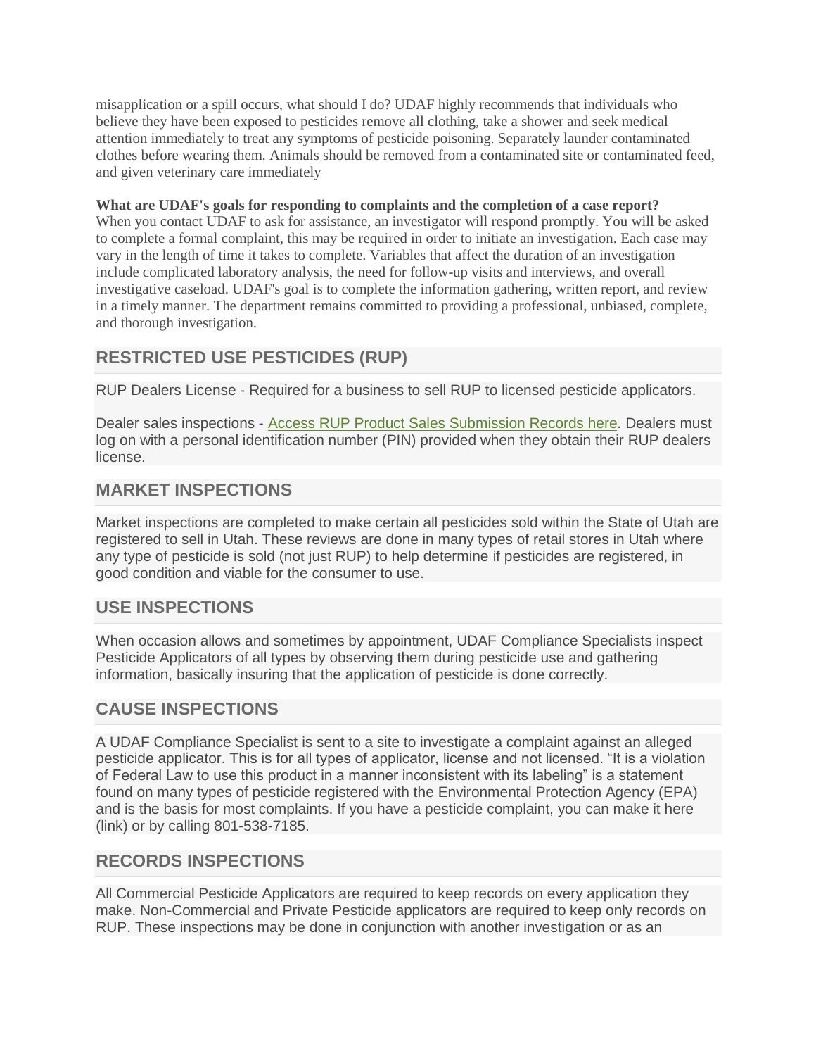misapplication or a spill occurs, what should I do? UDAF highly recommends that individuals who believe they have been exposed to pesticides remove all clothing, take a shower and seek medical attention immediately to treat any symptoms of pesticide poisoning. Separately launder contaminated clothes before wearing them. Animals should be removed from a contaminated site or contaminated feed, and given veterinary care immediately

**What are UDAF's goals for responding to complaints and the completion of a case report?**
When you contact UDAF to ask for assistance, an investigator will respond promptly. You will be asked to complete a formal complaint, this may be required in order to initiate an investigation. Each case may vary in the length of time it takes to complete. Variables that affect the duration of an investigation include complicated laboratory analysis, the need for follow-up visits and interviews, and overall investigative caseload. UDAF's goal is to complete the information gathering, written report, and review in a timely manner. The department remains committed to providing a professional, unbiased, complete, and thorough investigation.

## RESTRICTED USE PESTICIDES (RUP)

RUP Dealers License - Required for a business to sell RUP to licensed pesticide applicators.

Dealer sales inspections - Access RUP Product Sales Submission Records here. Dealers must log on with a personal identification number (PIN) provided when they obtain their RUP dealers license.

## MARKET INSPECTIONS

Market inspections are completed to make certain all pesticides sold within the State of Utah are registered to sell in Utah. These reviews are done in many types of retail stores in Utah where any type of pesticide is sold (not just RUP) to help determine if pesticides are registered, in good condition and viable for the consumer to use.

## USE INSPECTIONS

When occasion allows and sometimes by appointment, UDAF Compliance Specialists inspect Pesticide Applicators of all types by observing them during pesticide use and gathering information, basically insuring that the application of pesticide is done correctly.

## CAUSE INSPECTIONS

A UDAF Compliance Specialist is sent to a site to investigate a complaint against an alleged pesticide applicator. This is for all types of applicator, license and not licensed. "It is a violation of Federal Law to use this product in a manner inconsistent with its labeling" is a statement found on many types of pesticide registered with the Environmental Protection Agency (EPA) and is the basis for most complaints. If you have a pesticide complaint, you can make it here (link) or by calling 801-538-7185.

## RECORDS INSPECTIONS

All Commercial Pesticide Applicators are required to keep records on every application they make. Non-Commercial and Private Pesticide applicators are required to keep only records on RUP. These inspections may be done in conjunction with another investigation or as an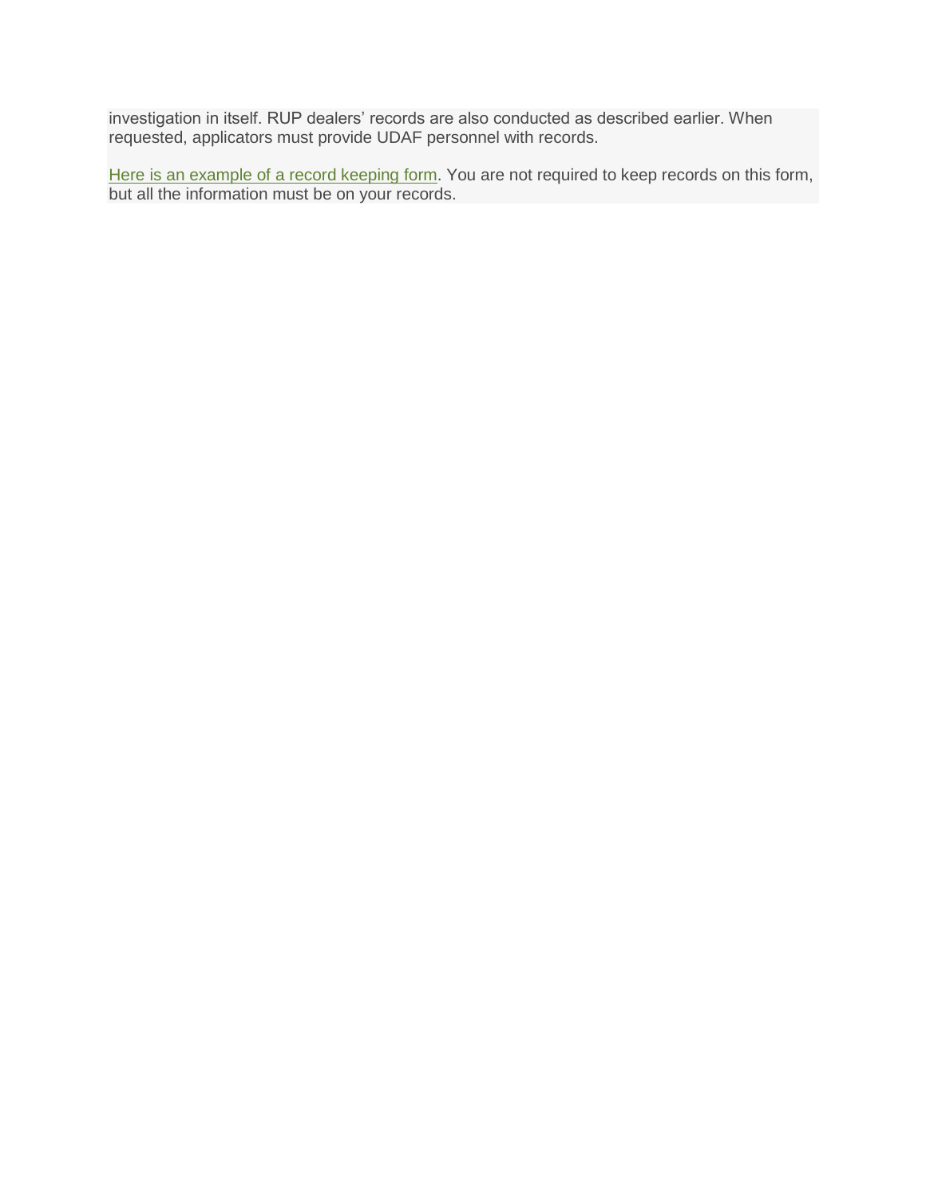investigation in itself. RUP dealers' records are also conducted as described earlier. When requested, applicators must provide UDAF personnel with records.

Here is an example of a record keeping form. You are not required to keep records on this form, but all the information must be on your records.